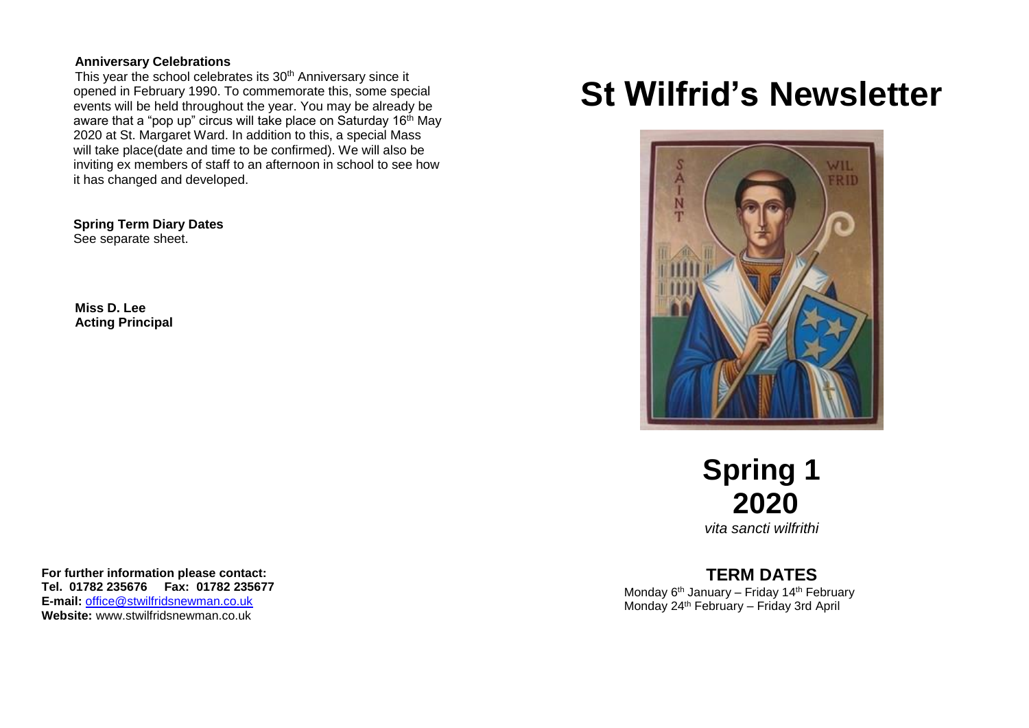**Anniversary Celebrations**

This year the school celebrates its 30th Anniversary since it opened in February 1990. To commemorate this, some special events will be held throughout the year. You may be already be aware that a "pop up" circus will take place on Saturday 16th May 2020 at St. Margaret Ward. In addition to this, a special Mass will take place(date and time to be confirmed). We will also be inviting ex members of staff to an afternoon in school to see how it has changed and developed.

**Spring Term Diary Dates**

See separate sheet.

**Miss D. Lee**
**Acting Principal**

**For further information please contact:**
**Tel. 01782 235676 Fax: 01782 235677**
**E-mail:** office@stwilfridsnewman.co.uk
**Website:** www.stwilfridsnewman.co.uk

# St Wilfrid's Newsletter

# Spring 1 2020

*vita sancti wilfrithi*

## TERM DATES

Monday 6th January – Friday 14th February
Monday 24th February – Friday 3rd April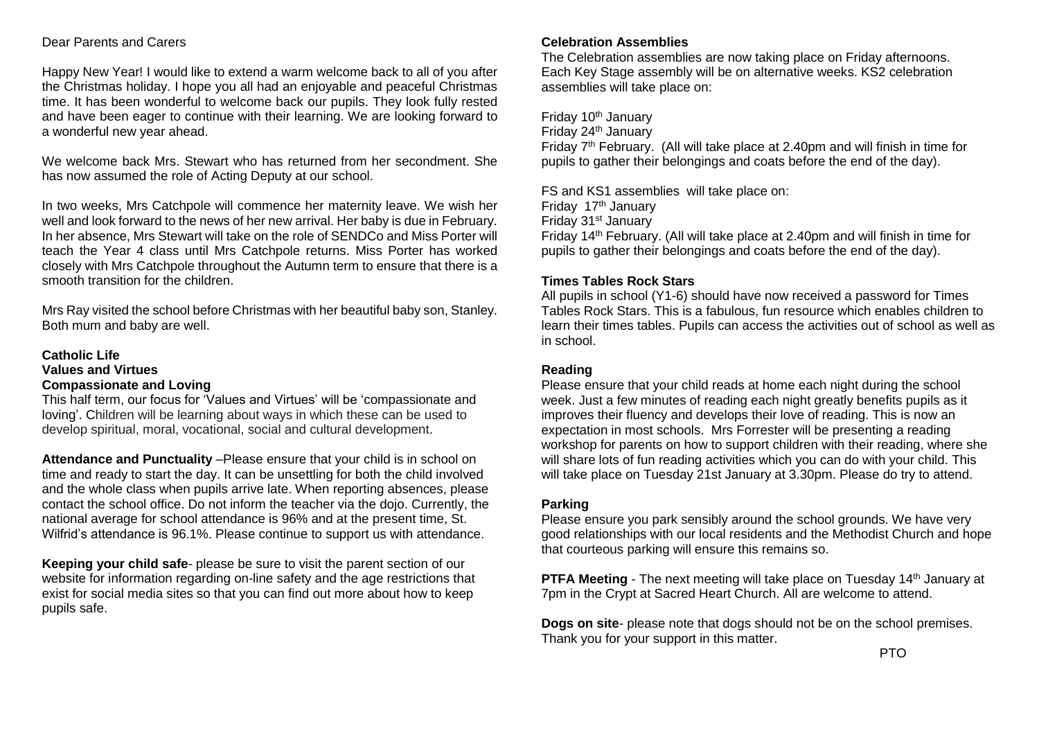Dear Parents and Carers

Happy New Year! I would like to extend a warm welcome back to all of you after the Christmas holiday. I hope you all had an enjoyable and peaceful Christmas time. It has been wonderful to welcome back our pupils. They look fully rested and have been eager to continue with their learning. We are looking forward to a wonderful new year ahead.

We welcome back Mrs. Stewart who has returned from her secondment. She has now assumed the role of Acting Deputy at our school.

In two weeks, Mrs Catchpole will commence her maternity leave. We wish her well and look forward to the news of her new arrival. Her baby is due in February. In her absence, Mrs Stewart will take on the role of SENDCo and Miss Porter will teach the Year 4 class until Mrs Catchpole returns. Miss Porter has worked closely with Mrs Catchpole throughout the Autumn term to ensure that there is a smooth transition for the children.

Mrs Ray visited the school before Christmas with her beautiful baby son, Stanley. Both mum and baby are well.

**Catholic Life**
**Values and Virtues**
**Compassionate and Loving**

This half term, our focus for 'Values and Virtues' will be 'compassionate and loving'. Children will be learning about ways in which these can be used to develop spiritual, moral, vocational, social and cultural development.

**Attendance and Punctuality** –Please ensure that your child is in school on time and ready to start the day. It can be unsettling for both the child involved and the whole class when pupils arrive late. When reporting absences, please contact the school office. Do not inform the teacher via the dojo. Currently, the national average for school attendance is 96% and at the present time, St. Wilfrid's attendance is 96.1%. Please continue to support us with attendance.

**Keeping your child safe**- please be sure to visit the parent section of our website for information regarding on-line safety and the age restrictions that exist for social media sites so that you can find out more about how to keep pupils safe.

**Celebration Assemblies**

The Celebration assemblies are now taking place on Friday afternoons. Each Key Stage assembly will be on alternative weeks. KS2 celebration assemblies will take place on:

Friday 10th January
Friday 24th January
Friday 7th February. (All will take place at 2.40pm and will finish in time for pupils to gather their belongings and coats before the end of the day).

FS and KS1 assemblies will take place on:
Friday 17th January
Friday 31st January
Friday 14th February. (All will take place at 2.40pm and will finish in time for pupils to gather their belongings and coats before the end of the day).

**Times Tables Rock Stars**

All pupils in school (Y1-6) should have now received a password for Times Tables Rock Stars. This is a fabulous, fun resource which enables children to learn their times tables. Pupils can access the activities out of school as well as in school.

**Reading**

Please ensure that your child reads at home each night during the school week. Just a few minutes of reading each night greatly benefits pupils as it improves their fluency and develops their love of reading. This is now an expectation in most schools. Mrs Forrester will be presenting a reading workshop for parents on how to support children with their reading, where she will share lots of fun reading activities which you can do with your child. This will take place on Tuesday 21st January at 3.30pm. Please do try to attend.

**Parking**

Please ensure you park sensibly around the school grounds. We have very good relationships with our local residents and the Methodist Church and hope that courteous parking will ensure this remains so.

**PTFA Meeting** - The next meeting will take place on Tuesday 14th January at 7pm in the Crypt at Sacred Heart Church. All are welcome to attend.

**Dogs on site**- please note that dogs should not be on the school premises. Thank you for your support in this matter.

PTO